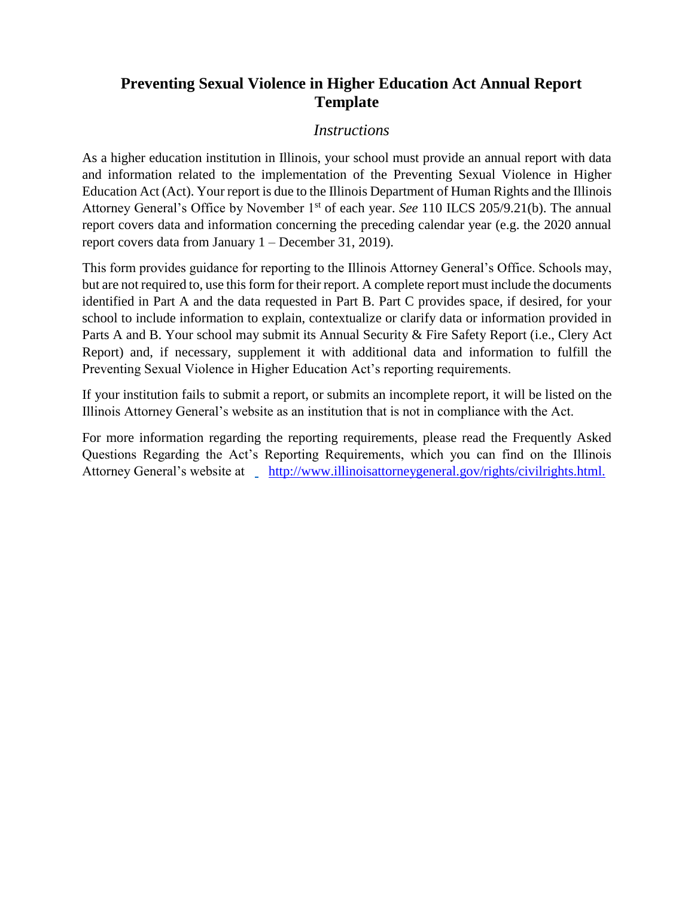# Preventing Sexual Violence in Higher Education Act Annual Report Template

## *Instructions*

As a higher education institution in Illinois, your school must provide an annual report with data and information related to the implementation of the Preventing Sexual Violence in Higher Education Act (Act). Your report is due to the Illinois Department of Human Rights and the Illinois Attorney General's Office by November 1st of each year. *See* 110 ILCS 205/9.21(b). The annual report covers data and information concerning the preceding calendar year (e.g. the 2020 annual report covers data from January 1 – December 31, 2019).

This form provides guidance for reporting to the Illinois Attorney General's Office. Schools may, but are not required to, use this form for their report. A complete report must include the documents identified in Part A and the data requested in Part B. Part C provides space, if desired, for your school to include information to explain, contextualize or clarify data or information provided in Parts A and B. Your school may submit its Annual Security & Fire Safety Report (i.e., Clery Act Report) and, if necessary, supplement it with additional data and information to fulfill the Preventing Sexual Violence in Higher Education Act's reporting requirements.

If your institution fails to submit a report, or submits an incomplete report, it will be listed on the Illinois Attorney General's website as an institution that is not in compliance with the Act.

For more information regarding the reporting requirements, please read the Frequently Asked Questions Regarding the Act's Reporting Requirements, which you can find on the Illinois Attorney General's website at http://www.illinoisattorneygeneral.gov/rights/civilrights.html.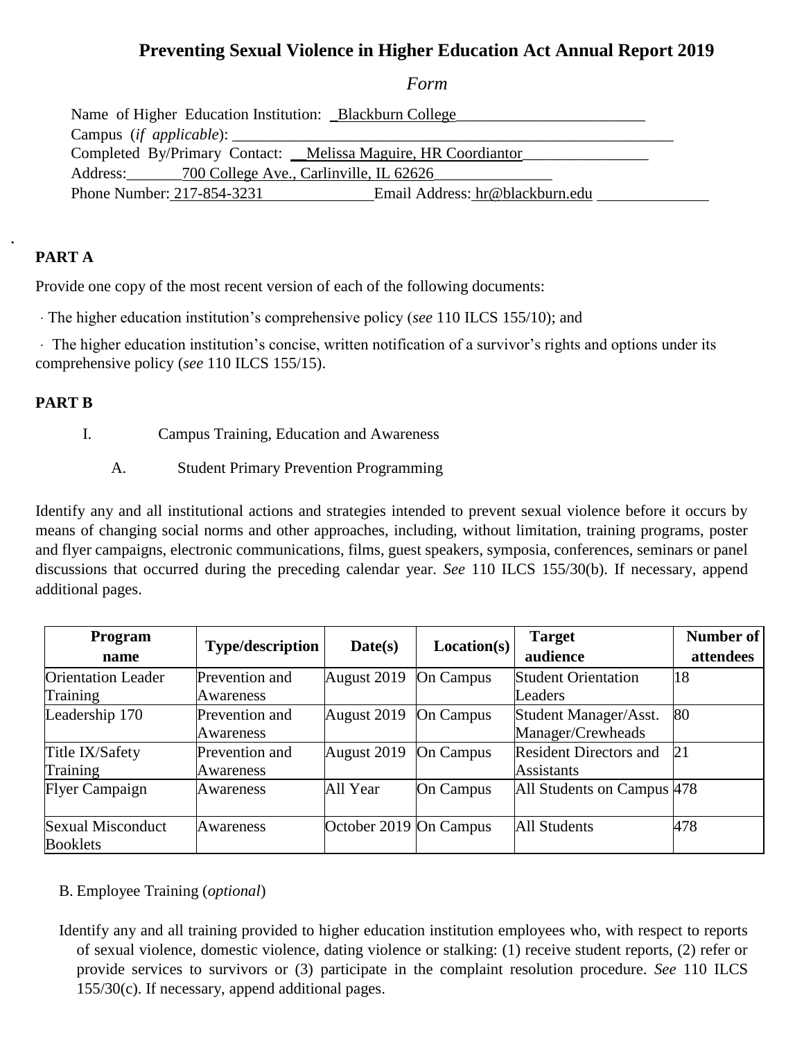# Preventing Sexual Violence in Higher Education Act Annual Report 2019

*Form*

Name of Higher Education Institution: _Blackburn College________________________

Campus (*if applicable*): ___________________________________________________________

Completed By/Primary Contact: __Melissa Maguire, HR Coordiantor________________

Address:_______700 College Ave., Carlinville, IL 62626_______________

Phone Number: 217-854-3231 Email Address: hr@blackburn.edu

## PART A

Provide one copy of the most recent version of each of the following documents:

· The higher education institution's comprehensive policy (*see* 110 ILCS 155/10); and

· The higher education institution's concise, written notification of a survivor's rights and options under its comprehensive policy (*see* 110 ILCS 155/15).

## PART B

I. Campus Training, Education and Awareness

A. Student Primary Prevention Programming

Identify any and all institutional actions and strategies intended to prevent sexual violence before it occurs by means of changing social norms and other approaches, including, without limitation, training programs, poster and flyer campaigns, electronic communications, films, guest speakers, symposia, conferences, seminars or panel discussions that occurred during the preceding calendar year. *See* 110 ILCS 155/30(b). If necessary, append additional pages.

| Program name | Type/description | Date(s) | Location(s) | Target audience | Number of attendees |
|---|---|---|---|---|---|
| Orientation Leader Training | Prevention and Awareness | August 2019 | On Campus | Student Orientation Leaders | 18 |
| Leadership 170 | Prevention and Awareness | August 2019 | On Campus | Student Manager/Asst. Manager/Crewheads | 80 |
| Title IX/Safety Training | Prevention and Awareness | August 2019 | On Campus | Resident Directors and Assistants | 21 |
| Flyer Campaign | Awareness | All Year | On Campus | All Students on Campus | 478 |
| Sexual Misconduct Booklets | Awareness | October 2019 | On Campus | All Students | 478 |

B. Employee Training (*optional*)

Identify any and all training provided to higher education institution employees who, with respect to reports of sexual violence, domestic violence, dating violence or stalking: (1) receive student reports, (2) refer or provide services to survivors or (3) participate in the complaint resolution procedure. *See* 110 ILCS 155/30(c). If necessary, append additional pages.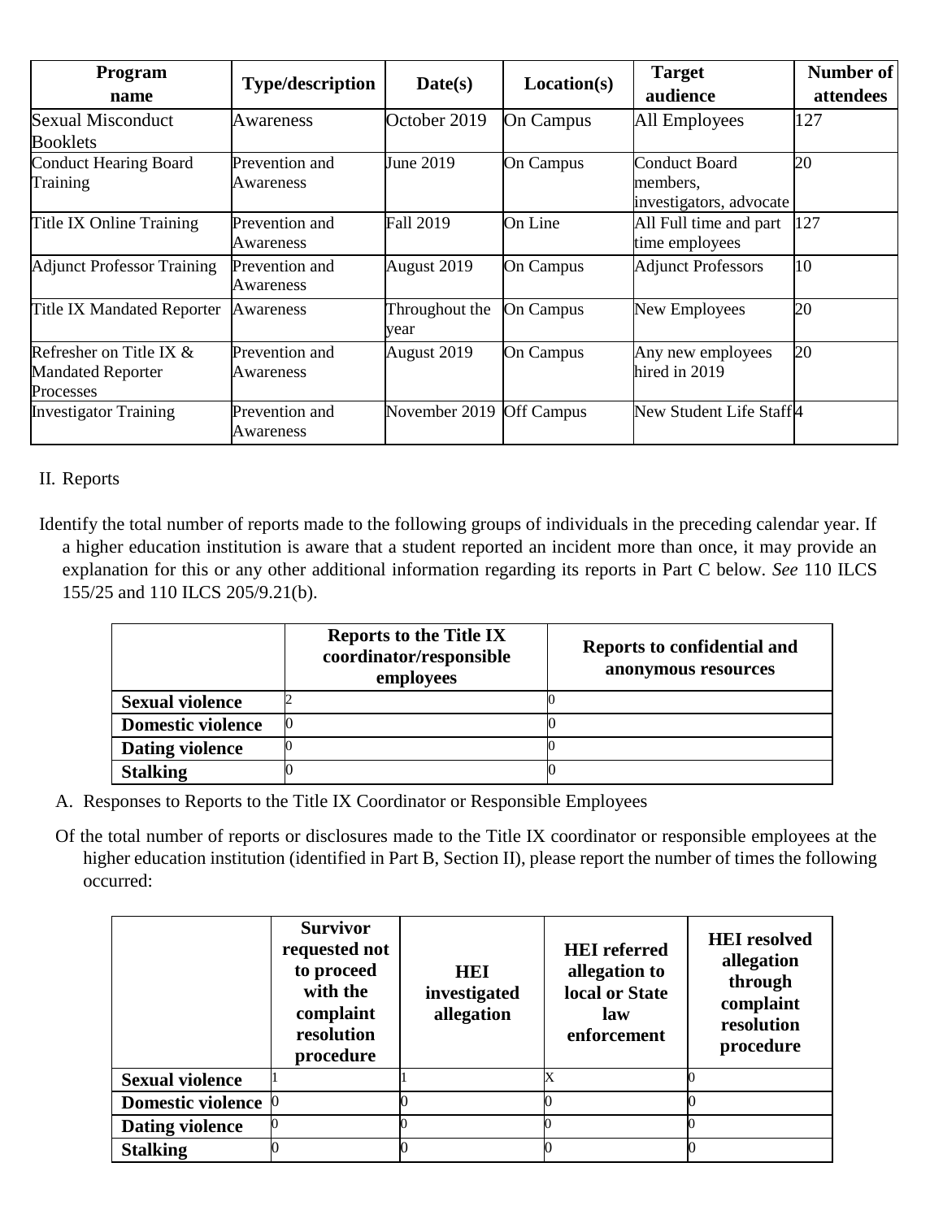| Program name | Type/description | Date(s) | Location(s) | Target audience | Number of attendees |
|---|---|---|---|---|---|
| Sexual Misconduct Booklets | Awareness | October 2019 | On Campus | All Employees | 127 |
| Conduct Hearing Board Training | Prevention and Awareness | June 2019 | On Campus | Conduct Board members, investigators, advocate | 20 |
| Title IX Online Training | Prevention and Awareness | Fall 2019 | On Line | All Full time and part time employees | 127 |
| Adjunct Professor Training | Prevention and Awareness | August 2019 | On Campus | Adjunct Professors | 10 |
| Title IX Mandated Reporter | Awareness | Throughout the year | On Campus | New Employees | 20 |
| Refresher on Title IX & Mandated Reporter Processes | Prevention and Awareness | August 2019 | On Campus | Any new employees hired in 2019 | 20 |
| Investigator Training | Prevention and Awareness | November 2019 | Off Campus | New Student Life Staff | 4 |

II. Reports

Identify the total number of reports made to the following groups of individuals in the preceding calendar year. If a higher education institution is aware that a student reported an incident more than once, it may provide an explanation for this or any other additional information regarding its reports in Part C below. *See* 110 ILCS 155/25 and 110 ILCS 205/9.21(b).

| | Reports to the Title IX coordinator/responsible employees | Reports to confidential and anonymous resources |
|---|---|---|
| **Sexual violence** | 2 | 0 |
| **Domestic violence** | 0 | 0 |
| **Dating violence** | 0 | 0 |
| **Stalking** | 0 | 0 |

A. Responses to Reports to the Title IX Coordinator or Responsible Employees

Of the total number of reports or disclosures made to the Title IX coordinator or responsible employees at the higher education institution (identified in Part B, Section II), please report the number of times the following occurred:

| | Survivor requested not to proceed with the complaint resolution procedure | HEI investigated allegation | HEI referred allegation to local or State law enforcement | HEI resolved allegation through complaint resolution procedure |
|---|---|---|---|---|
| **Sexual violence** | 1 | 1 | X | 0 |
| **Domestic violence** | 0 | 0 | 0 | 0 |
| **Dating violence** | 0 | 0 | 0 | 0 |
| **Stalking** | 0 | 0 | 0 | 0 |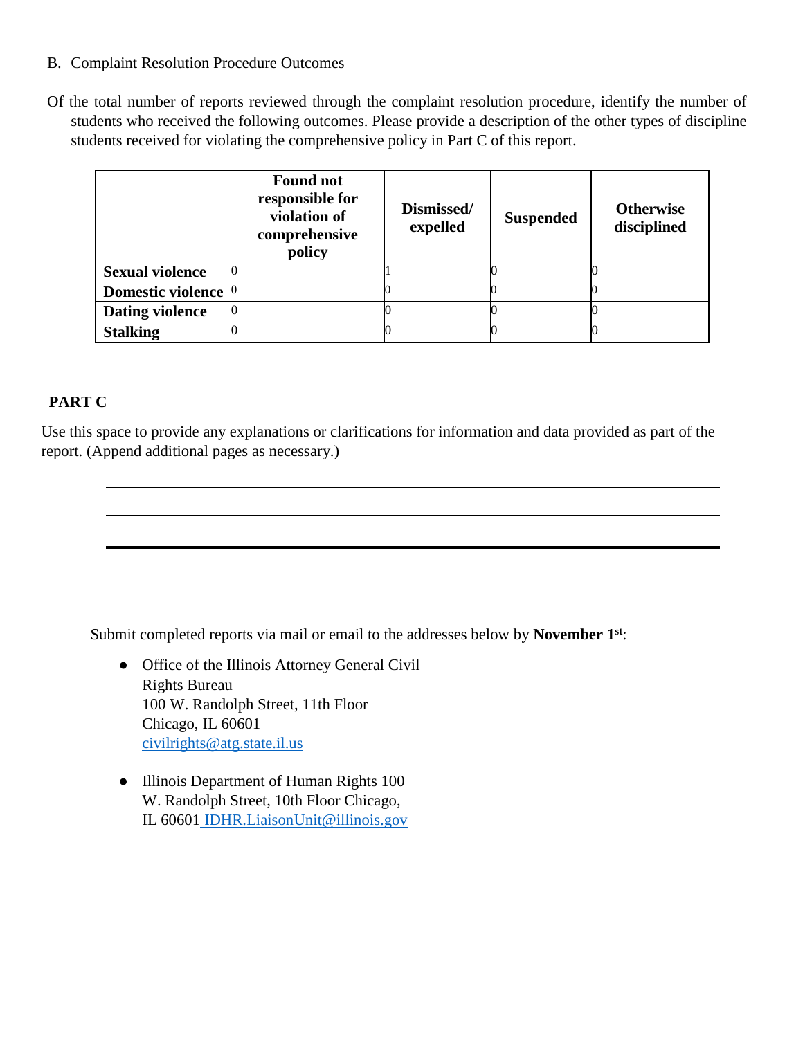B. Complaint Resolution Procedure Outcomes

Of the total number of reports reviewed through the complaint resolution procedure, identify the number of students who received the following outcomes. Please provide a description of the other types of discipline students received for violating the comprehensive policy in Part C of this report.

| | Found not responsible for violation of comprehensive policy | Dismissed/ expelled | Suspended | Otherwise disciplined |
|---|---|---|---|---|
| **Sexual violence** | 0 | 1 | 0 | 0 |
| **Domestic violence** | 0 | 0 | 0 | 0 |
| **Dating violence** | 0 | 0 | 0 | 0 |
| **Stalking** | 0 | 0 | 0 | 0 |

**PART C**

Use this space to provide any explanations or clarifications for information and data provided as part of the report. (Append additional pages as necessary.)

Submit completed reports via mail or email to the addresses below by **November 1st**:

- Office of the Illinois Attorney General Civil Rights Bureau
  100 W. Randolph Street, 11th Floor
  Chicago, IL 60601
  civilrights@atg.state.il.us

- Illinois Department of Human Rights 100 W. Randolph Street, 10th Floor Chicago, IL 60601 IDHR.LiaisonUnit@illinois.gov